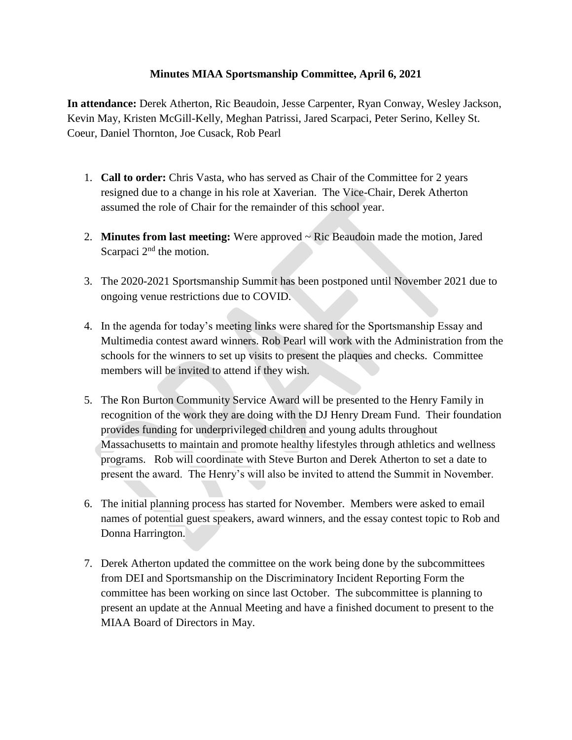# Minutes MIAA Sportsmanship Committee, April 6, 2021

**In attendance:** Derek Atherton, Ric Beaudoin, Jesse Carpenter, Ryan Conway, Wesley Jackson, Kevin May, Kristen McGill-Kelly, Meghan Patrissi, Jared Scarpaci, Peter Serino, Kelley St. Coeur, Daniel Thornton, Joe Cusack, Rob Pearl

1. **Call to order:** Chris Vasta, who has served as Chair of the Committee for 2 years resigned due to a change in his role at Xaverian. The Vice-Chair, Derek Atherton assumed the role of Chair for the remainder of this school year.

2. **Minutes from last meeting:** Were approved ~ Ric Beaudoin made the motion, Jared Scarpaci 2nd the motion.

3. The 2020-2021 Sportsmanship Summit has been postponed until November 2021 due to ongoing venue restrictions due to COVID.

4. In the agenda for today's meeting links were shared for the Sportsmanship Essay and Multimedia contest award winners. Rob Pearl will work with the Administration from the schools for the winners to set up visits to present the plaques and checks. Committee members will be invited to attend if they wish.

5. The Ron Burton Community Service Award will be presented to the Henry Family in recognition of the work they are doing with the DJ Henry Dream Fund. Their foundation provides funding for underprivileged children and young adults throughout Massachusetts to maintain and promote healthy lifestyles through athletics and wellness programs. Rob will coordinate with Steve Burton and Derek Atherton to set a date to present the award. The Henry's will also be invited to attend the Summit in November.

6. The initial planning process has started for November. Members were asked to email names of potential guest speakers, award winners, and the essay contest topic to Rob and Donna Harrington.

7. Derek Atherton updated the committee on the work being done by the subcommittees from DEI and Sportsmanship on the Discriminatory Incident Reporting Form the committee has been working on since last October. The subcommittee is planning to present an update at the Annual Meeting and have a finished document to present to the MIAA Board of Directors in May.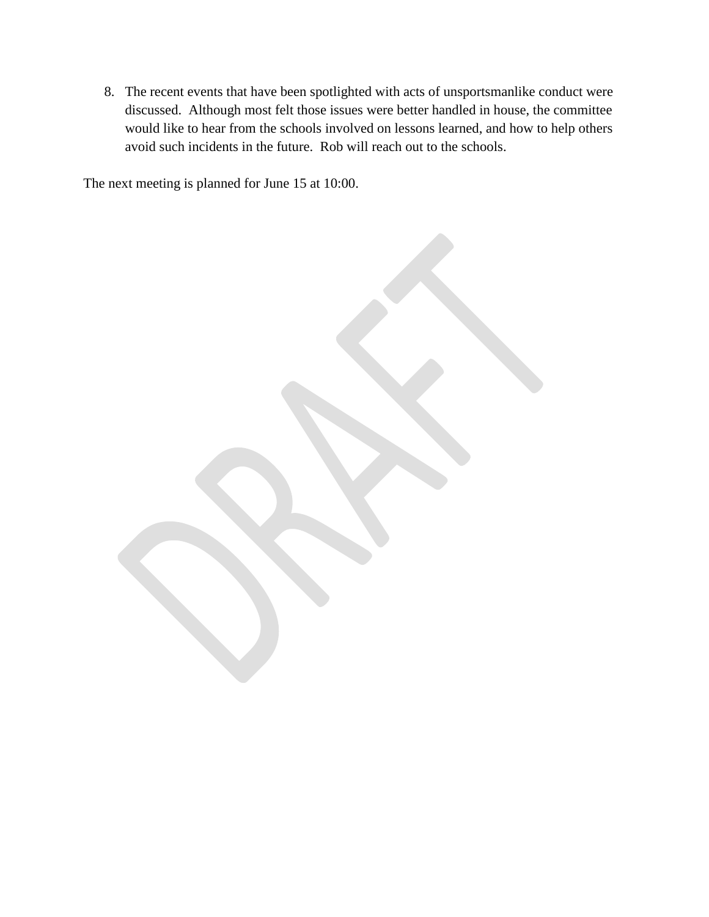8. The recent events that have been spotlighted with acts of unsportsmanlike conduct were discussed. Although most felt those issues were better handled in house, the committee would like to hear from the schools involved on lessons learned, and how to help others avoid such incidents in the future. Rob will reach out to the schools.

The next meeting is planned for June 15 at 10:00.